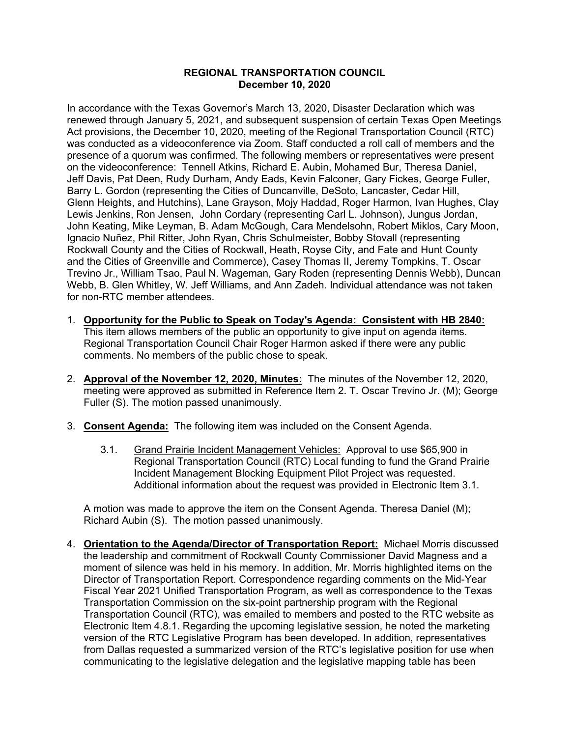**REGIONAL TRANSPORTATION COUNCIL**
**December 10, 2020**

In accordance with the Texas Governor's March 13, 2020, Disaster Declaration which was renewed through January 5, 2021, and subsequent suspension of certain Texas Open Meetings Act provisions, the December 10, 2020, meeting of the Regional Transportation Council (RTC) was conducted as a videoconference via Zoom. Staff conducted a roll call of members and the presence of a quorum was confirmed. The following members or representatives were present on the videoconference: Tennell Atkins, Richard E. Aubin, Mohamed Bur, Theresa Daniel, Jeff Davis, Pat Deen, Rudy Durham, Andy Eads, Kevin Falconer, Gary Fickes, George Fuller, Barry L. Gordon (representing the Cities of Duncanville, DeSoto, Lancaster, Cedar Hill, Glenn Heights, and Hutchins), Lane Grayson, Mojy Haddad, Roger Harmon, Ivan Hughes, Clay Lewis Jenkins, Ron Jensen, John Cordary (representing Carl L. Johnson), Jungus Jordan, John Keating, Mike Leyman, B. Adam McGough, Cara Mendelsohn, Robert Miklos, Cary Moon, Ignacio Nuñez, Phil Ritter, John Ryan, Chris Schulmeister, Bobby Stovall (representing Rockwall County and the Cities of Rockwall, Heath, Royse City, and Fate and Hunt County and the Cities of Greenville and Commerce), Casey Thomas II, Jeremy Tompkins, T. Oscar Trevino Jr., William Tsao, Paul N. Wageman, Gary Roden (representing Dennis Webb), Duncan Webb, B. Glen Whitley, W. Jeff Williams, and Ann Zadeh. Individual attendance was not taken for non-RTC member attendees.

1. **Opportunity for the Public to Speak on Today's Agenda: Consistent with HB 2840:** This item allows members of the public an opportunity to give input on agenda items. Regional Transportation Council Chair Roger Harmon asked if there were any public comments. No members of the public chose to speak.

2. **Approval of the November 12, 2020, Minutes:** The minutes of the November 12, 2020, meeting were approved as submitted in Reference Item 2. T. Oscar Trevino Jr. (M); George Fuller (S). The motion passed unanimously.

3. **Consent Agenda:** The following item was included on the Consent Agenda.

   3.1. Grand Prairie Incident Management Vehicles: Approval to use $65,900 in Regional Transportation Council (RTC) Local funding to fund the Grand Prairie Incident Management Blocking Equipment Pilot Project was requested. Additional information about the request was provided in Electronic Item 3.1.

   A motion was made to approve the item on the Consent Agenda. Theresa Daniel (M); Richard Aubin (S). The motion passed unanimously.

4. **Orientation to the Agenda/Director of Transportation Report:** Michael Morris discussed the leadership and commitment of Rockwall County Commissioner David Magness and a moment of silence was held in his memory. In addition, Mr. Morris highlighted items on the Director of Transportation Report. Correspondence regarding comments on the Mid-Year Fiscal Year 2021 Unified Transportation Program, as well as correspondence to the Texas Transportation Commission on the six-point partnership program with the Regional Transportation Council (RTC), was emailed to members and posted to the RTC website as Electronic Item 4.8.1. Regarding the upcoming legislative session, he noted the marketing version of the RTC Legislative Program has been developed. In addition, representatives from Dallas requested a summarized version of the RTC's legislative position for use when communicating to the legislative delegation and the legislative mapping table has been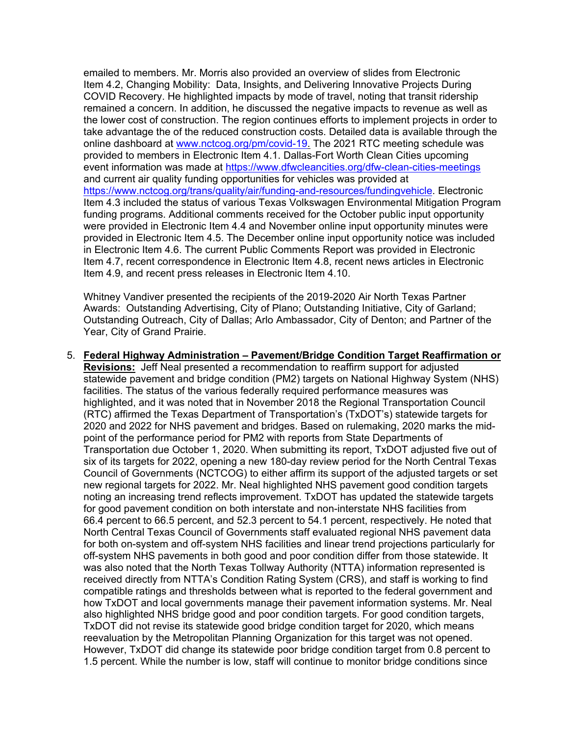emailed to members. Mr. Morris also provided an overview of slides from Electronic Item 4.2, Changing Mobility: Data, Insights, and Delivering Innovative Projects During COVID Recovery. He highlighted impacts by mode of travel, noting that transit ridership remained a concern. In addition, he discussed the negative impacts to revenue as well as the lower cost of construction. The region continues efforts to implement projects in order to take advantage the of the reduced construction costs. Detailed data is available through the online dashboard at www.nctcog.org/pm/covid-19. The 2021 RTC meeting schedule was provided to members in Electronic Item 4.1. Dallas-Fort Worth Clean Cities upcoming event information was made at https://www.dfwcleancities.org/dfw-clean-cities-meetings and current air quality funding opportunities for vehicles was provided at https://www.nctcog.org/trans/quality/air/funding-and-resources/fundingvehicle. Electronic Item 4.3 included the status of various Texas Volkswagen Environmental Mitigation Program funding programs. Additional comments received for the October public input opportunity were provided in Electronic Item 4.4 and November online input opportunity minutes were provided in Electronic Item 4.5. The December online input opportunity notice was included in Electronic Item 4.6. The current Public Comments Report was provided in Electronic Item 4.7, recent correspondence in Electronic Item 4.8, recent news articles in Electronic Item 4.9, and recent press releases in Electronic Item 4.10.

Whitney Vandiver presented the recipients of the 2019-2020 Air North Texas Partner Awards: Outstanding Advertising, City of Plano; Outstanding Initiative, City of Garland; Outstanding Outreach, City of Dallas; Arlo Ambassador, City of Denton; and Partner of the Year, City of Grand Prairie.

5. **Federal Highway Administration – Pavement/Bridge Condition Target Reaffirmation or Revisions:** Jeff Neal presented a recommendation to reaffirm support for adjusted statewide pavement and bridge condition (PM2) targets on National Highway System (NHS) facilities. The status of the various federally required performance measures was highlighted, and it was noted that in November 2018 the Regional Transportation Council (RTC) affirmed the Texas Department of Transportation's (TxDOT's) statewide targets for 2020 and 2022 for NHS pavement and bridges. Based on rulemaking, 2020 marks the mid-point of the performance period for PM2 with reports from State Departments of Transportation due October 1, 2020. When submitting its report, TxDOT adjusted five out of six of its targets for 2022, opening a new 180-day review period for the North Central Texas Council of Governments (NCTCOG) to either affirm its support of the adjusted targets or set new regional targets for 2022. Mr. Neal highlighted NHS pavement good condition targets noting an increasing trend reflects improvement. TxDOT has updated the statewide targets for good pavement condition on both interstate and non-interstate NHS facilities from 66.4 percent to 66.5 percent, and 52.3 percent to 54.1 percent, respectively. He noted that North Central Texas Council of Governments staff evaluated regional NHS pavement data for both on-system and off-system NHS facilities and linear trend projections particularly for off-system NHS pavements in both good and poor condition differ from those statewide. It was also noted that the North Texas Tollway Authority (NTTA) information represented is received directly from NTTA's Condition Rating System (CRS), and staff is working to find compatible ratings and thresholds between what is reported to the federal government and how TxDOT and local governments manage their pavement information systems. Mr. Neal also highlighted NHS bridge good and poor condition targets. For good condition targets, TxDOT did not revise its statewide good bridge condition target for 2020, which means reevaluation by the Metropolitan Planning Organization for this target was not opened. However, TxDOT did change its statewide poor bridge condition target from 0.8 percent to 1.5 percent. While the number is low, staff will continue to monitor bridge conditions since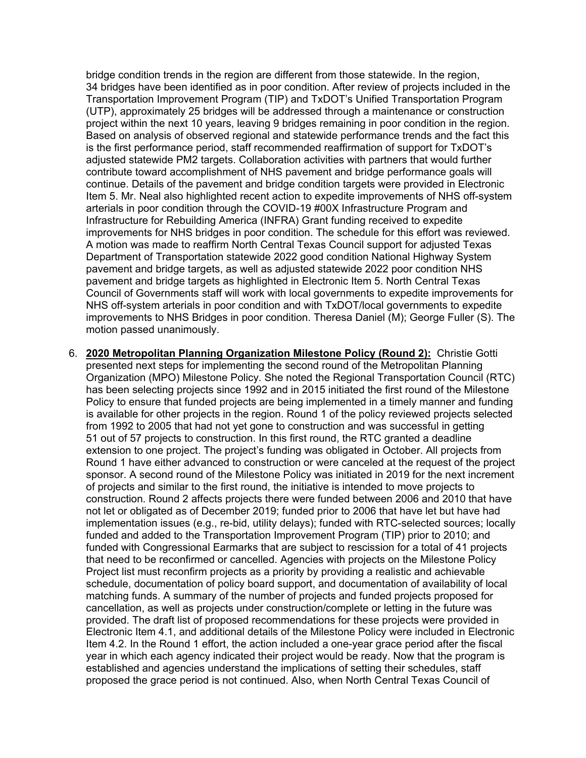bridge condition trends in the region are different from those statewide. In the region, 34 bridges have been identified as in poor condition. After review of projects included in the Transportation Improvement Program (TIP) and TxDOT's Unified Transportation Program (UTP), approximately 25 bridges will be addressed through a maintenance or construction project within the next 10 years, leaving 9 bridges remaining in poor condition in the region. Based on analysis of observed regional and statewide performance trends and the fact this is the first performance period, staff recommended reaffirmation of support for TxDOT's adjusted statewide PM2 targets. Collaboration activities with partners that would further contribute toward accomplishment of NHS pavement and bridge performance goals will continue. Details of the pavement and bridge condition targets were provided in Electronic Item 5. Mr. Neal also highlighted recent action to expedite improvements of NHS off-system arterials in poor condition through the COVID-19 #00X Infrastructure Program and Infrastructure for Rebuilding America (INFRA) Grant funding received to expedite improvements for NHS bridges in poor condition. The schedule for this effort was reviewed. A motion was made to reaffirm North Central Texas Council support for adjusted Texas Department of Transportation statewide 2022 good condition National Highway System pavement and bridge targets, as well as adjusted statewide 2022 poor condition NHS pavement and bridge targets as highlighted in Electronic Item 5. North Central Texas Council of Governments staff will work with local governments to expedite improvements for NHS off-system arterials in poor condition and with TxDOT/local governments to expedite improvements to NHS Bridges in poor condition. Theresa Daniel (M); George Fuller (S). The motion passed unanimously.

6. **2020 Metropolitan Planning Organization Milestone Policy (Round 2):** Christie Gotti presented next steps for implementing the second round of the Metropolitan Planning Organization (MPO) Milestone Policy. She noted the Regional Transportation Council (RTC) has been selecting projects since 1992 and in 2015 initiated the first round of the Milestone Policy to ensure that funded projects are being implemented in a timely manner and funding is available for other projects in the region. Round 1 of the policy reviewed projects selected from 1992 to 2005 that had not yet gone to construction and was successful in getting 51 out of 57 projects to construction. In this first round, the RTC granted a deadline extension to one project. The project's funding was obligated in October. All projects from Round 1 have either advanced to construction or were canceled at the request of the project sponsor. A second round of the Milestone Policy was initiated in 2019 for the next increment of projects and similar to the first round, the initiative is intended to move projects to construction. Round 2 affects projects there were funded between 2006 and 2010 that have not let or obligated as of December 2019; funded prior to 2006 that have let but have had implementation issues (e.g., re-bid, utility delays); funded with RTC-selected sources; locally funded and added to the Transportation Improvement Program (TIP) prior to 2010; and funded with Congressional Earmarks that are subject to rescission for a total of 41 projects that need to be reconfirmed or cancelled. Agencies with projects on the Milestone Policy Project list must reconfirm projects as a priority by providing a realistic and achievable schedule, documentation of policy board support, and documentation of availability of local matching funds. A summary of the number of projects and funded projects proposed for cancellation, as well as projects under construction/complete or letting in the future was provided. The draft list of proposed recommendations for these projects were provided in Electronic Item 4.1, and additional details of the Milestone Policy were included in Electronic Item 4.2. In the Round 1 effort, the action included a one-year grace period after the fiscal year in which each agency indicated their project would be ready. Now that the program is established and agencies understand the implications of setting their schedules, staff proposed the grace period is not continued. Also, when North Central Texas Council of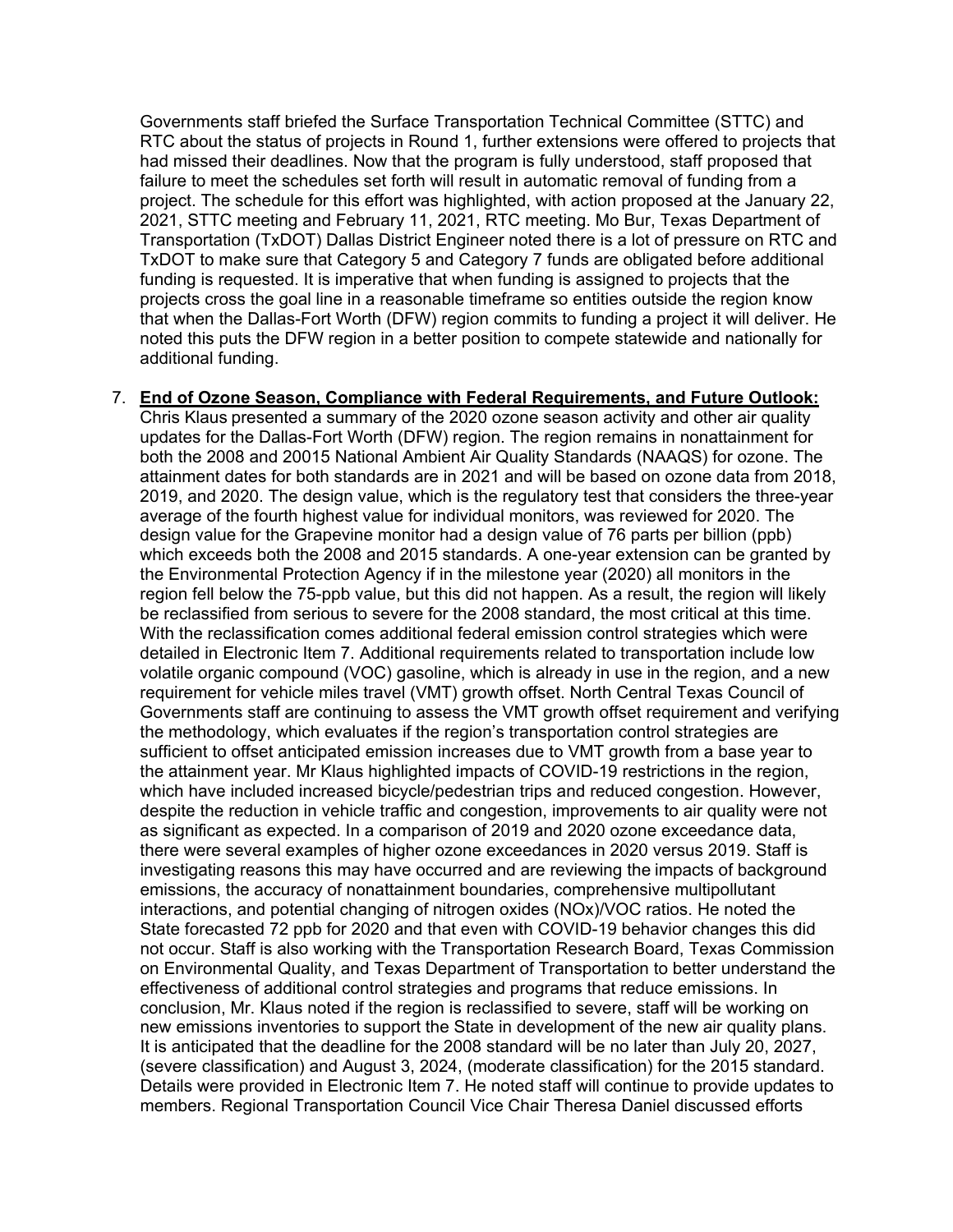Governments staff briefed the Surface Transportation Technical Committee (STTC) and RTC about the status of projects in Round 1, further extensions were offered to projects that had missed their deadlines. Now that the program is fully understood, staff proposed that failure to meet the schedules set forth will result in automatic removal of funding from a project. The schedule for this effort was highlighted, with action proposed at the January 22, 2021, STTC meeting and February 11, 2021, RTC meeting. Mo Bur, Texas Department of Transportation (TxDOT) Dallas District Engineer noted there is a lot of pressure on RTC and TxDOT to make sure that Category 5 and Category 7 funds are obligated before additional funding is requested. It is imperative that when funding is assigned to projects that the projects cross the goal line in a reasonable timeframe so entities outside the region know that when the Dallas-Fort Worth (DFW) region commits to funding a project it will deliver. He noted this puts the DFW region in a better position to compete statewide and nationally for additional funding.

7. **End of Ozone Season, Compliance with Federal Requirements, and Future Outlook:** Chris Klaus presented a summary of the 2020 ozone season activity and other air quality updates for the Dallas-Fort Worth (DFW) region. The region remains in nonattainment for both the 2008 and 20015 National Ambient Air Quality Standards (NAAQS) for ozone. The attainment dates for both standards are in 2021 and will be based on ozone data from 2018, 2019, and 2020. The design value, which is the regulatory test that considers the three-year average of the fourth highest value for individual monitors, was reviewed for 2020. The design value for the Grapevine monitor had a design value of 76 parts per billion (ppb) which exceeds both the 2008 and 2015 standards. A one-year extension can be granted by the Environmental Protection Agency if in the milestone year (2020) all monitors in the region fell below the 75-ppb value, but this did not happen. As a result, the region will likely be reclassified from serious to severe for the 2008 standard, the most critical at this time. With the reclassification comes additional federal emission control strategies which were detailed in Electronic Item 7. Additional requirements related to transportation include low volatile organic compound (VOC) gasoline, which is already in use in the region, and a new requirement for vehicle miles travel (VMT) growth offset. North Central Texas Council of Governments staff are continuing to assess the VMT growth offset requirement and verifying the methodology, which evaluates if the region's transportation control strategies are sufficient to offset anticipated emission increases due to VMT growth from a base year to the attainment year. Mr Klaus highlighted impacts of COVID-19 restrictions in the region, which have included increased bicycle/pedestrian trips and reduced congestion. However, despite the reduction in vehicle traffic and congestion, improvements to air quality were not as significant as expected. In a comparison of 2019 and 2020 ozone exceedance data, there were several examples of higher ozone exceedances in 2020 versus 2019. Staff is investigating reasons this may have occurred and are reviewing the impacts of background emissions, the accuracy of nonattainment boundaries, comprehensive multipollutant interactions, and potential changing of nitrogen oxides (NOx)/VOC ratios. He noted the State forecasted 72 ppb for 2020 and that even with COVID-19 behavior changes this did not occur. Staff is also working with the Transportation Research Board, Texas Commission on Environmental Quality, and Texas Department of Transportation to better understand the effectiveness of additional control strategies and programs that reduce emissions. In conclusion, Mr. Klaus noted if the region is reclassified to severe, staff will be working on new emissions inventories to support the State in development of the new air quality plans. It is anticipated that the deadline for the 2008 standard will be no later than July 20, 2027, (severe classification) and August 3, 2024, (moderate classification) for the 2015 standard. Details were provided in Electronic Item 7. He noted staff will continue to provide updates to members. Regional Transportation Council Vice Chair Theresa Daniel discussed efforts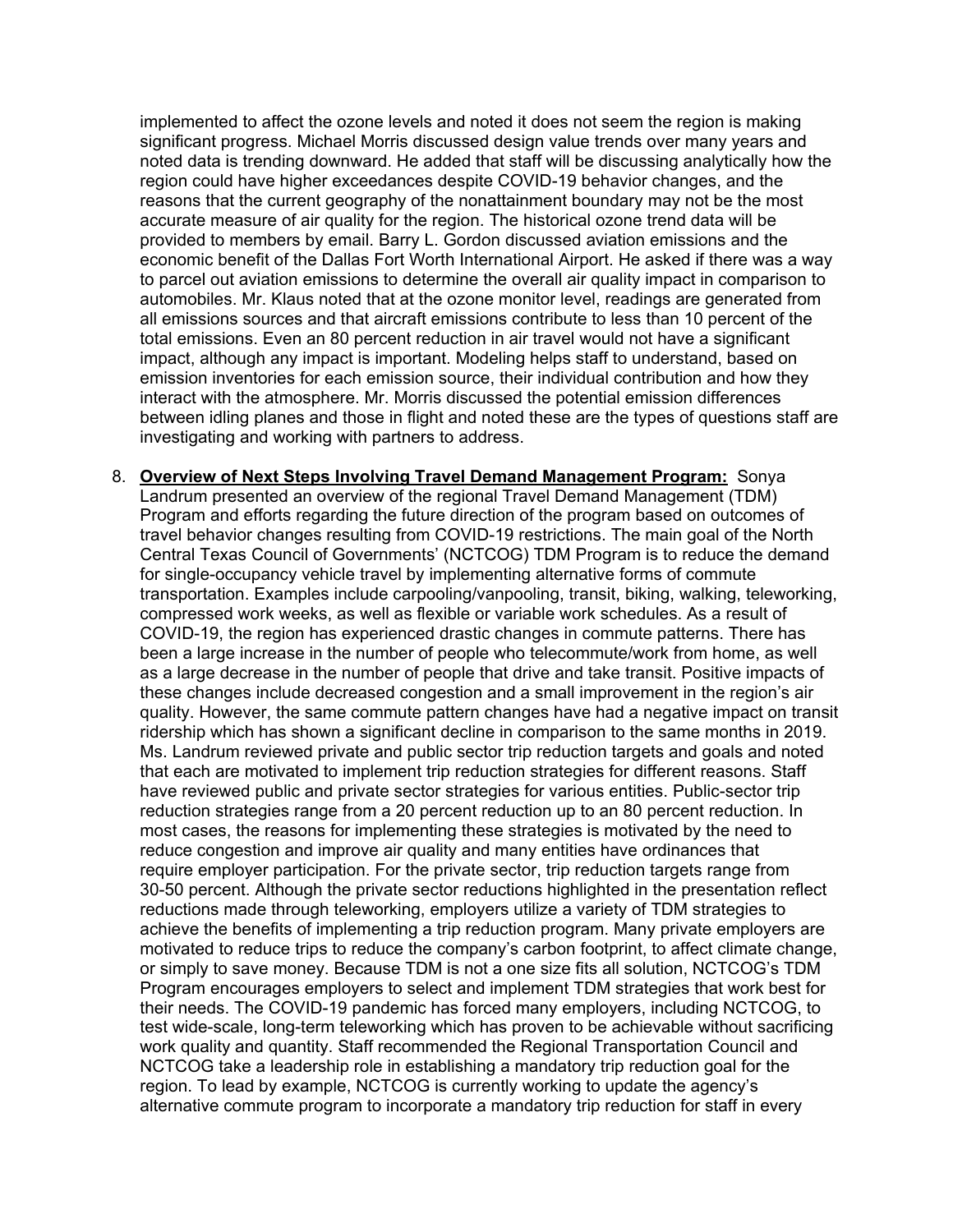implemented to affect the ozone levels and noted it does not seem the region is making significant progress. Michael Morris discussed design value trends over many years and noted data is trending downward. He added that staff will be discussing analytically how the region could have higher exceedances despite COVID-19 behavior changes, and the reasons that the current geography of the nonattainment boundary may not be the most accurate measure of air quality for the region. The historical ozone trend data will be provided to members by email. Barry L. Gordon discussed aviation emissions and the economic benefit of the Dallas Fort Worth International Airport. He asked if there was a way to parcel out aviation emissions to determine the overall air quality impact in comparison to automobiles. Mr. Klaus noted that at the ozone monitor level, readings are generated from all emissions sources and that aircraft emissions contribute to less than 10 percent of the total emissions. Even an 80 percent reduction in air travel would not have a significant impact, although any impact is important. Modeling helps staff to understand, based on emission inventories for each emission source, their individual contribution and how they interact with the atmosphere. Mr. Morris discussed the potential emission differences between idling planes and those in flight and noted these are the types of questions staff are investigating and working with partners to address.

8. **Overview of Next Steps Involving Travel Demand Management Program:** Sonya Landrum presented an overview of the regional Travel Demand Management (TDM) Program and efforts regarding the future direction of the program based on outcomes of travel behavior changes resulting from COVID-19 restrictions. The main goal of the North Central Texas Council of Governments' (NCTCOG) TDM Program is to reduce the demand for single-occupancy vehicle travel by implementing alternative forms of commute transportation. Examples include carpooling/vanpooling, transit, biking, walking, teleworking, compressed work weeks, as well as flexible or variable work schedules. As a result of COVID-19, the region has experienced drastic changes in commute patterns. There has been a large increase in the number of people who telecommute/work from home, as well as a large decrease in the number of people that drive and take transit. Positive impacts of these changes include decreased congestion and a small improvement in the region's air quality. However, the same commute pattern changes have had a negative impact on transit ridership which has shown a significant decline in comparison to the same months in 2019. Ms. Landrum reviewed private and public sector trip reduction targets and goals and noted that each are motivated to implement trip reduction strategies for different reasons. Staff have reviewed public and private sector strategies for various entities. Public-sector trip reduction strategies range from a 20 percent reduction up to an 80 percent reduction. In most cases, the reasons for implementing these strategies is motivated by the need to reduce congestion and improve air quality and many entities have ordinances that require employer participation. For the private sector, trip reduction targets range from 30-50 percent. Although the private sector reductions highlighted in the presentation reflect reductions made through teleworking, employers utilize a variety of TDM strategies to achieve the benefits of implementing a trip reduction program. Many private employers are motivated to reduce trips to reduce the company's carbon footprint, to affect climate change, or simply to save money. Because TDM is not a one size fits all solution, NCTCOG's TDM Program encourages employers to select and implement TDM strategies that work best for their needs. The COVID-19 pandemic has forced many employers, including NCTCOG, to test wide-scale, long-term teleworking which has proven to be achievable without sacrificing work quality and quantity. Staff recommended the Regional Transportation Council and NCTCOG take a leadership role in establishing a mandatory trip reduction goal for the region. To lead by example, NCTCOG is currently working to update the agency's alternative commute program to incorporate a mandatory trip reduction for staff in every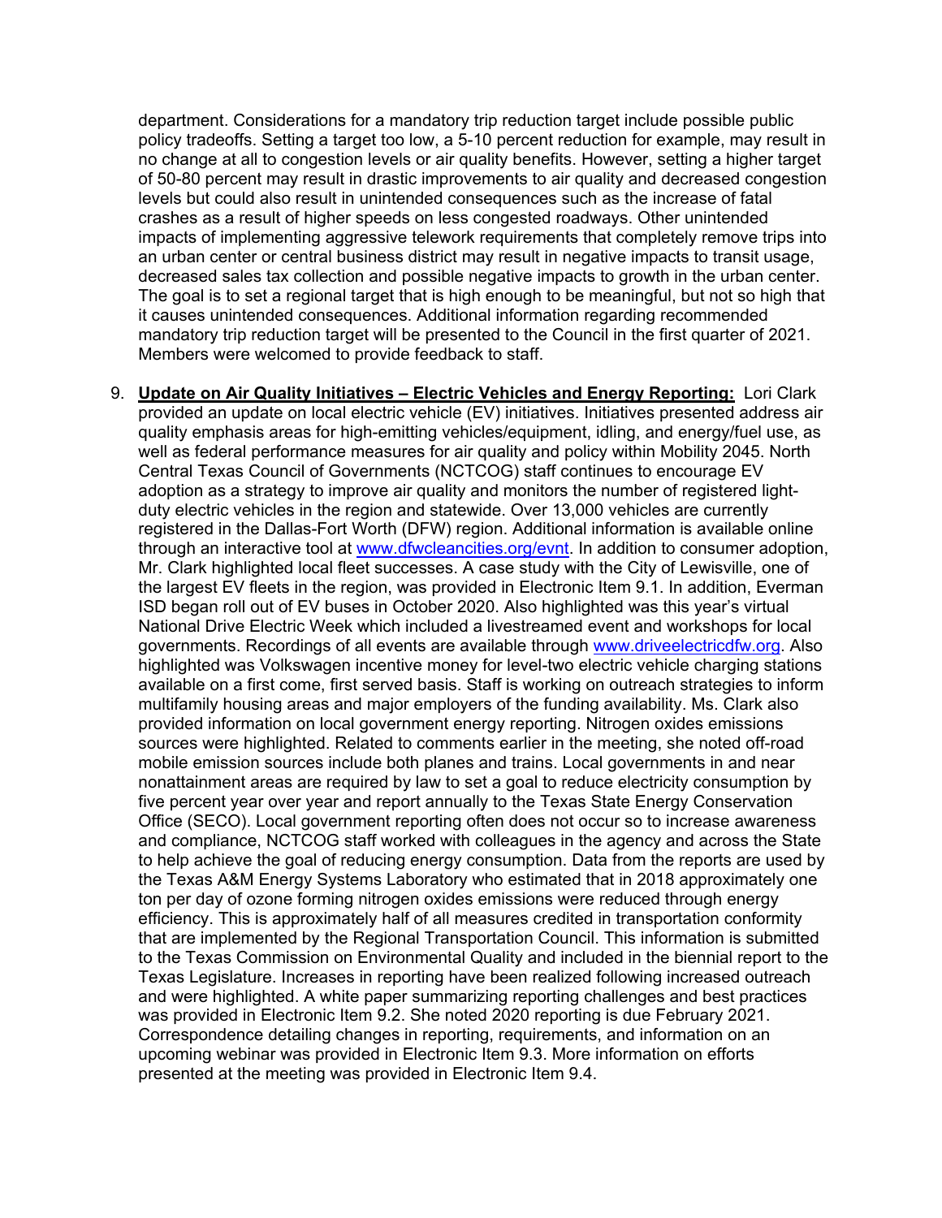department. Considerations for a mandatory trip reduction target include possible public policy tradeoffs. Setting a target too low, a 5-10 percent reduction for example, may result in no change at all to congestion levels or air quality benefits. However, setting a higher target of 50-80 percent may result in drastic improvements to air quality and decreased congestion levels but could also result in unintended consequences such as the increase of fatal crashes as a result of higher speeds on less congested roadways. Other unintended impacts of implementing aggressive telework requirements that completely remove trips into an urban center or central business district may result in negative impacts to transit usage, decreased sales tax collection and possible negative impacts to growth in the urban center. The goal is to set a regional target that is high enough to be meaningful, but not so high that it causes unintended consequences. Additional information regarding recommended mandatory trip reduction target will be presented to the Council in the first quarter of 2021. Members were welcomed to provide feedback to staff.

9. **Update on Air Quality Initiatives – Electric Vehicles and Energy Reporting:** Lori Clark provided an update on local electric vehicle (EV) initiatives. Initiatives presented address air quality emphasis areas for high-emitting vehicles/equipment, idling, and energy/fuel use, as well as federal performance measures for air quality and policy within Mobility 2045. North Central Texas Council of Governments (NCTCOG) staff continues to encourage EV adoption as a strategy to improve air quality and monitors the number of registered light-duty electric vehicles in the region and statewide. Over 13,000 vehicles are currently registered in the Dallas-Fort Worth (DFW) region. Additional information is available online through an interactive tool at [www.dfwcleancities.org/evnt](http://www.dfwcleancities.org/evnt). In addition to consumer adoption, Mr. Clark highlighted local fleet successes. A case study with the City of Lewisville, one of the largest EV fleets in the region, was provided in Electronic Item 9.1. In addition, Everman ISD began roll out of EV buses in October 2020. Also highlighted was this year's virtual National Drive Electric Week which included a livestreamed event and workshops for local governments. Recordings of all events are available through [www.driveelectricdfw.org](http://www.driveelectricdfw.org). Also highlighted was Volkswagen incentive money for level-two electric vehicle charging stations available on a first come, first served basis. Staff is working on outreach strategies to inform multifamily housing areas and major employers of the funding availability. Ms. Clark also provided information on local government energy reporting. Nitrogen oxides emissions sources were highlighted. Related to comments earlier in the meeting, she noted off-road mobile emission sources include both planes and trains. Local governments in and near nonattainment areas are required by law to set a goal to reduce electricity consumption by five percent year over year and report annually to the Texas State Energy Conservation Office (SECO). Local government reporting often does not occur so to increase awareness and compliance, NCTCOG staff worked with colleagues in the agency and across the State to help achieve the goal of reducing energy consumption. Data from the reports are used by the Texas A&M Energy Systems Laboratory who estimated that in 2018 approximately one ton per day of ozone forming nitrogen oxides emissions were reduced through energy efficiency. This is approximately half of all measures credited in transportation conformity that are implemented by the Regional Transportation Council. This information is submitted to the Texas Commission on Environmental Quality and included in the biennial report to the Texas Legislature. Increases in reporting have been realized following increased outreach and were highlighted. A white paper summarizing reporting challenges and best practices was provided in Electronic Item 9.2. She noted 2020 reporting is due February 2021. Correspondence detailing changes in reporting, requirements, and information on an upcoming webinar was provided in Electronic Item 9.3. More information on efforts presented at the meeting was provided in Electronic Item 9.4.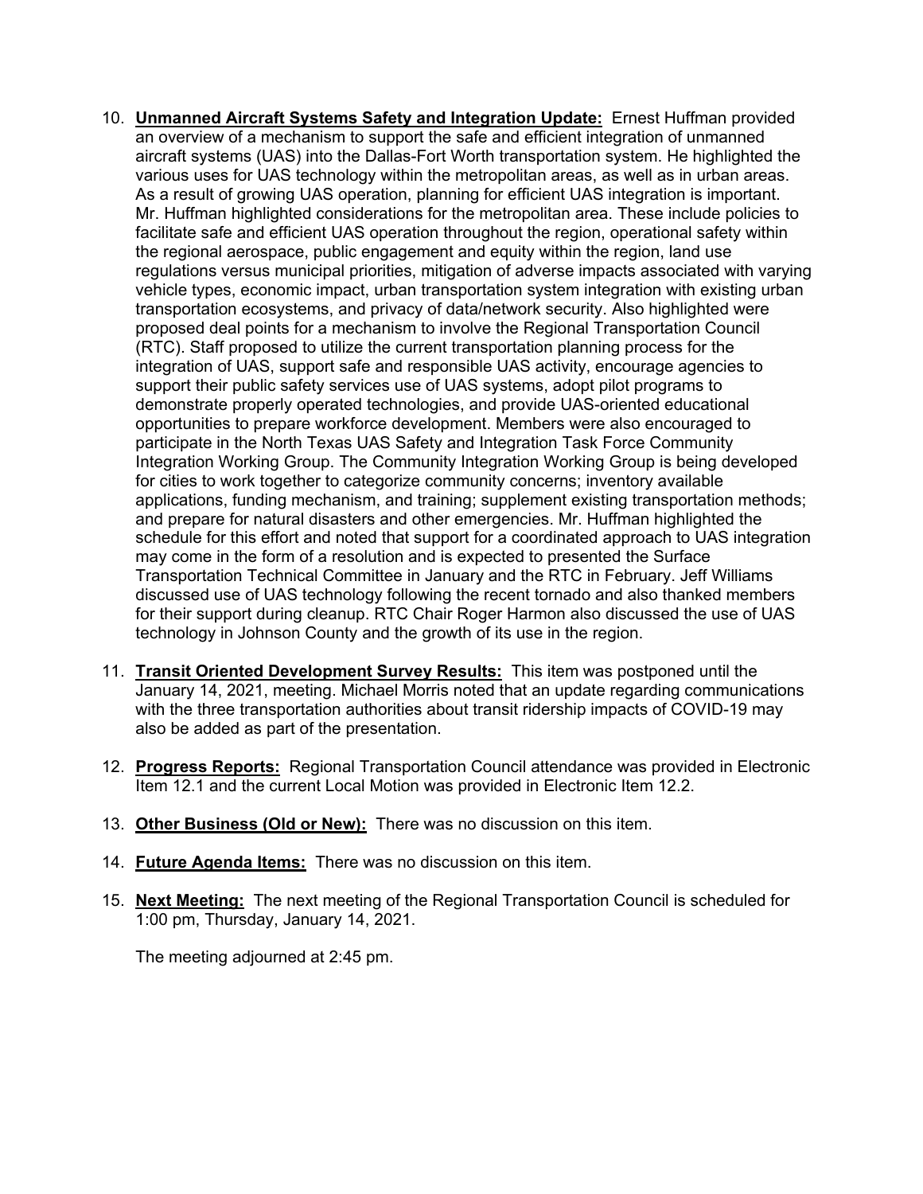10. **Unmanned Aircraft Systems Safety and Integration Update:** Ernest Huffman provided an overview of a mechanism to support the safe and efficient integration of unmanned aircraft systems (UAS) into the Dallas-Fort Worth transportation system. He highlighted the various uses for UAS technology within the metropolitan areas, as well as in urban areas. As a result of growing UAS operation, planning for efficient UAS integration is important. Mr. Huffman highlighted considerations for the metropolitan area. These include policies to facilitate safe and efficient UAS operation throughout the region, operational safety within the regional aerospace, public engagement and equity within the region, land use regulations versus municipal priorities, mitigation of adverse impacts associated with varying vehicle types, economic impact, urban transportation system integration with existing urban transportation ecosystems, and privacy of data/network security. Also highlighted were proposed deal points for a mechanism to involve the Regional Transportation Council (RTC). Staff proposed to utilize the current transportation planning process for the integration of UAS, support safe and responsible UAS activity, encourage agencies to support their public safety services use of UAS systems, adopt pilot programs to demonstrate properly operated technologies, and provide UAS-oriented educational opportunities to prepare workforce development. Members were also encouraged to participate in the North Texas UAS Safety and Integration Task Force Community Integration Working Group. The Community Integration Working Group is being developed for cities to work together to categorize community concerns; inventory available applications, funding mechanism, and training; supplement existing transportation methods; and prepare for natural disasters and other emergencies. Mr. Huffman highlighted the schedule for this effort and noted that support for a coordinated approach to UAS integration may come in the form of a resolution and is expected to presented the Surface Transportation Technical Committee in January and the RTC in February. Jeff Williams discussed use of UAS technology following the recent tornado and also thanked members for their support during cleanup. RTC Chair Roger Harmon also discussed the use of UAS technology in Johnson County and the growth of its use in the region.

11. **Transit Oriented Development Survey Results:** This item was postponed until the January 14, 2021, meeting. Michael Morris noted that an update regarding communications with the three transportation authorities about transit ridership impacts of COVID-19 may also be added as part of the presentation.

12. **Progress Reports:** Regional Transportation Council attendance was provided in Electronic Item 12.1 and the current Local Motion was provided in Electronic Item 12.2.

13. **Other Business (Old or New):** There was no discussion on this item.

14. **Future Agenda Items:** There was no discussion on this item.

15. **Next Meeting:** The next meeting of the Regional Transportation Council is scheduled for 1:00 pm, Thursday, January 14, 2021.

    The meeting adjourned at 2:45 pm.